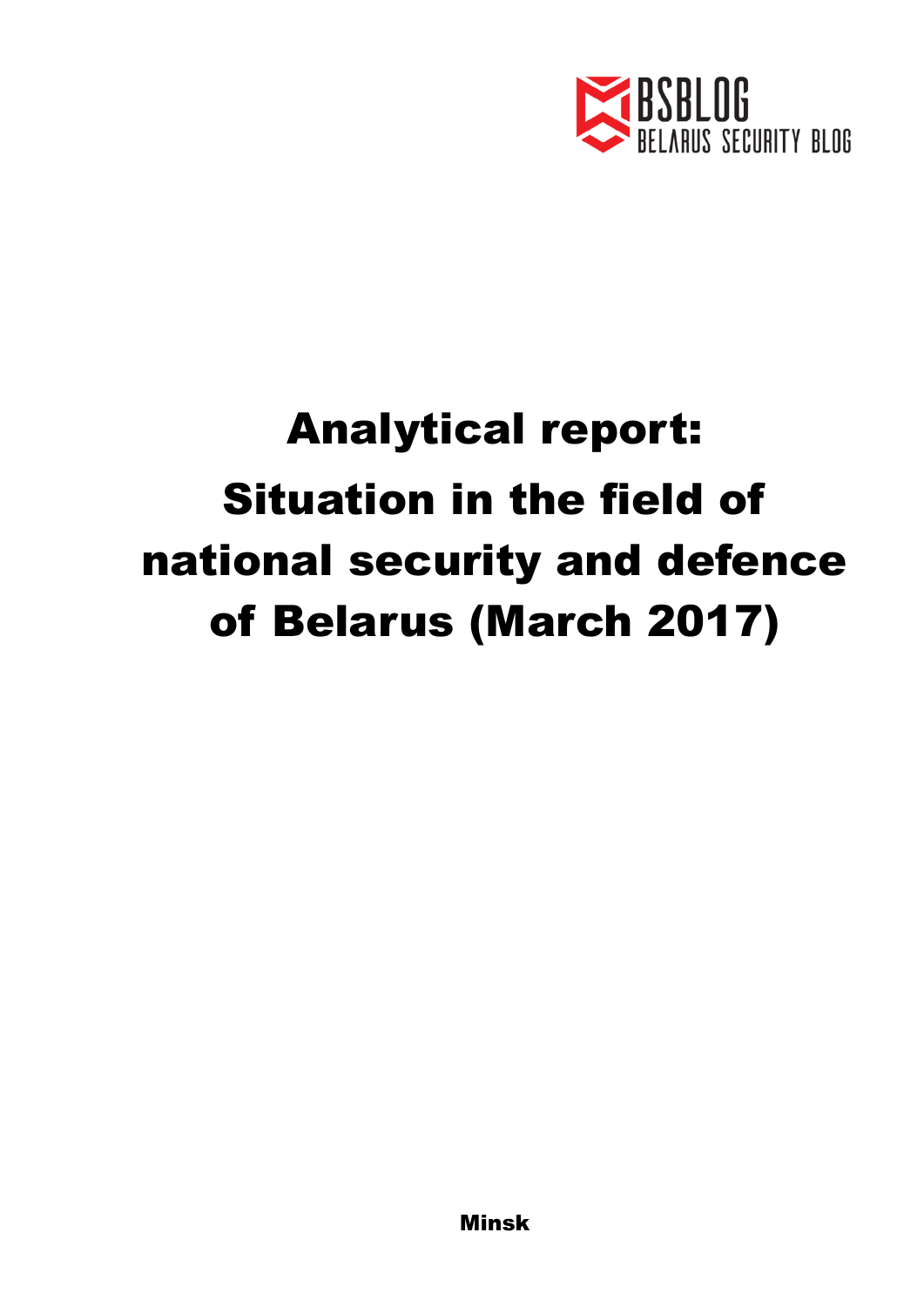BSBLOG
BELARUS SECURITY BLOG

# Analytical report: Situation in the field of national security and defence of Belarus (March 2017)

**Minsk**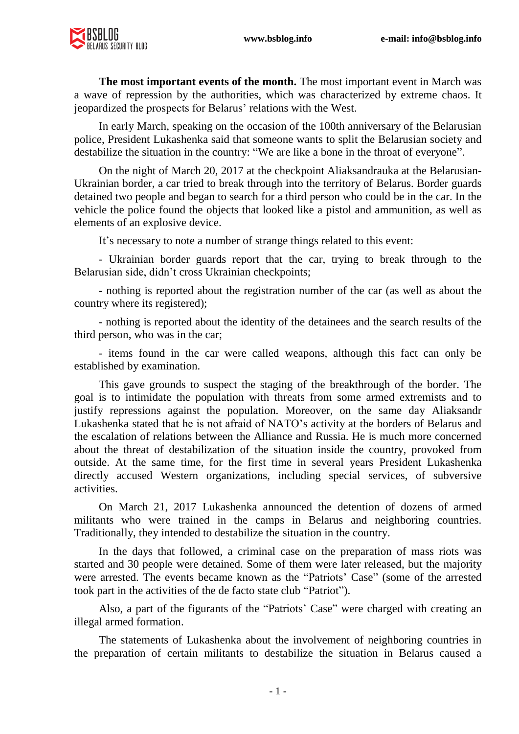**The most important events of the month.** The most important event in March was a wave of repression by the authorities, which was characterized by extreme chaos. It jeopardized the prospects for Belarus' relations with the West.

In early March, speaking on the occasion of the 100th anniversary of the Belarusian police, President Lukashenka said that someone wants to split the Belarusian society and destabilize the situation in the country: "We are like a bone in the throat of everyone".

On the night of March 20, 2017 at the checkpoint Aliaksandrauka at the Belarusian-Ukrainian border, a car tried to break through into the territory of Belarus. Border guards detained two people and began to search for a third person who could be in the car. In the vehicle the police found the objects that looked like a pistol and ammunition, as well as elements of an explosive device.

It's necessary to note a number of strange things related to this event:

- Ukrainian border guards report that the car, trying to break through to the Belarusian side, didn't cross Ukrainian checkpoints;

- nothing is reported about the registration number of the car (as well as about the country where its registered);

- nothing is reported about the identity of the detainees and the search results of the third person, who was in the car;

- items found in the car were called weapons, although this fact can only be established by examination.

This gave grounds to suspect the staging of the breakthrough of the border. The goal is to intimidate the population with threats from some armed extremists and to justify repressions against the population. Moreover, on the same day Aliaksandr Lukashenka stated that he is not afraid of NATO's activity at the borders of Belarus and the escalation of relations between the Alliance and Russia. He is much more concerned about the threat of destabilization of the situation inside the country, provoked from outside. At the same time, for the first time in several years President Lukashenka directly accused Western organizations, including special services, of subversive activities.

On March 21, 2017 Lukashenka announced the detention of dozens of armed militants who were trained in the camps in Belarus and neighboring countries. Traditionally, they intended to destabilize the situation in the country.

In the days that followed, a criminal case on the preparation of mass riots was started and 30 people were detained. Some of them were later released, but the majority were arrested. The events became known as the "Patriots' Case" (some of the arrested took part in the activities of the de facto state club "Patriot").

Also, a part of the figurants of the "Patriots' Case" were charged with creating an illegal armed formation.

The statements of Lukashenka about the involvement of neighboring countries in the preparation of certain militants to destabilize the situation in Belarus caused a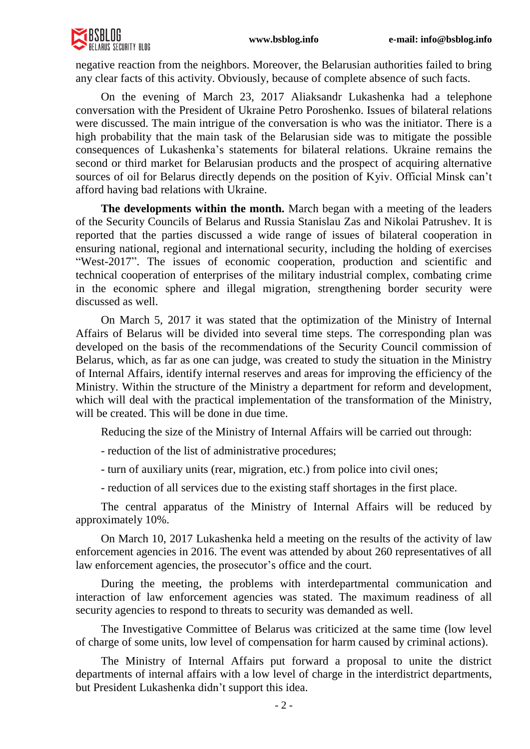negative reaction from the neighbors. Moreover, the Belarusian authorities failed to bring any clear facts of this activity. Obviously, because of complete absence of such facts.

On the evening of March 23, 2017 Aliaksandr Lukashenka had a telephone conversation with the President of Ukraine Petro Poroshenko. Issues of bilateral relations were discussed. The main intrigue of the conversation is who was the initiator. There is a high probability that the main task of the Belarusian side was to mitigate the possible consequences of Lukashenka's statements for bilateral relations. Ukraine remains the second or third market for Belarusian products and the prospect of acquiring alternative sources of oil for Belarus directly depends on the position of Kyiv. Official Minsk can't afford having bad relations with Ukraine.

**The developments within the month.** March began with a meeting of the leaders of the Security Councils of Belarus and Russia Stanislau Zas and Nikolai Patrushev. It is reported that the parties discussed a wide range of issues of bilateral cooperation in ensuring national, regional and international security, including the holding of exercises "West-2017". The issues of economic cooperation, production and scientific and technical cooperation of enterprises of the military industrial complex, combating crime in the economic sphere and illegal migration, strengthening border security were discussed as well.

On March 5, 2017 it was stated that the optimization of the Ministry of Internal Affairs of Belarus will be divided into several time steps. The corresponding plan was developed on the basis of the recommendations of the Security Council commission of Belarus, which, as far as one can judge, was created to study the situation in the Ministry of Internal Affairs, identify internal reserves and areas for improving the efficiency of the Ministry. Within the structure of the Ministry a department for reform and development, which will deal with the practical implementation of the transformation of the Ministry, will be created. This will be done in due time.

Reducing the size of the Ministry of Internal Affairs will be carried out through:

- reduction of the list of administrative procedures;
- turn of auxiliary units (rear, migration, etc.) from police into civil ones;
- reduction of all services due to the existing staff shortages in the first place.

The central apparatus of the Ministry of Internal Affairs will be reduced by approximately 10%.

On March 10, 2017 Lukashenka held a meeting on the results of the activity of law enforcement agencies in 2016. The event was attended by about 260 representatives of all law enforcement agencies, the prosecutor's office and the court.

During the meeting, the problems with interdepartmental communication and interaction of law enforcement agencies was stated. The maximum readiness of all security agencies to respond to threats to security was demanded as well.

The Investigative Committee of Belarus was criticized at the same time (low level of charge of some units, low level of compensation for harm caused by criminal actions).

The Ministry of Internal Affairs put forward a proposal to unite the district departments of internal affairs with a low level of charge in the interdistrict departments, but President Lukashenka didn't support this idea.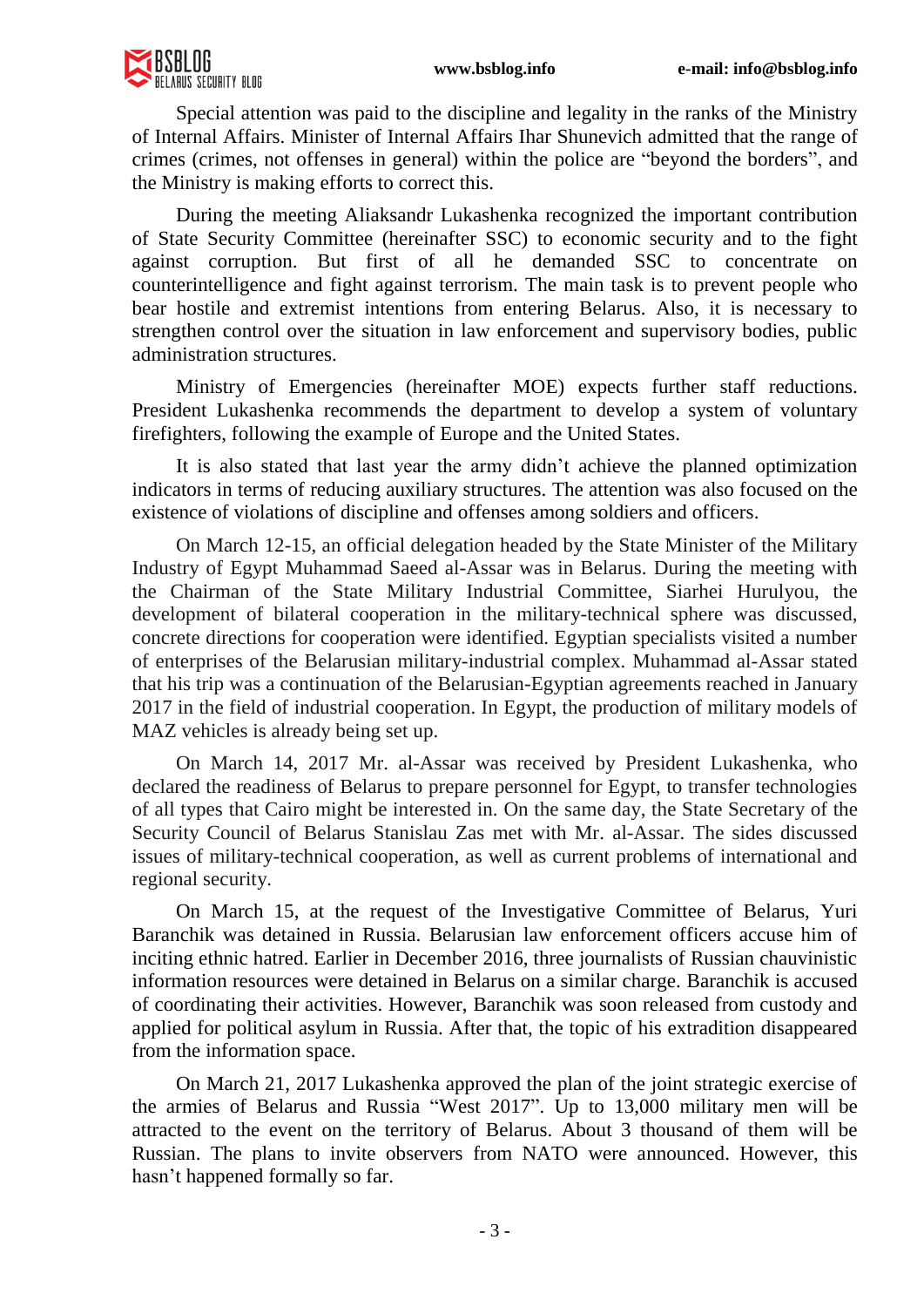Special attention was paid to the discipline and legality in the ranks of the Ministry of Internal Affairs. Minister of Internal Affairs Ihar Shunevich admitted that the range of crimes (crimes, not offenses in general) within the police are "beyond the borders", and the Ministry is making efforts to correct this.

During the meeting Aliaksandr Lukashenka recognized the important contribution of State Security Committee (hereinafter SSC) to economic security and to the fight against corruption. But first of all he demanded SSC to concentrate on counterintelligence and fight against terrorism. The main task is to prevent people who bear hostile and extremist intentions from entering Belarus. Also, it is necessary to strengthen control over the situation in law enforcement and supervisory bodies, public administration structures.

Ministry of Emergencies (hereinafter MOE) expects further staff reductions. President Lukashenka recommends the department to develop a system of voluntary firefighters, following the example of Europe and the United States.

It is also stated that last year the army didn't achieve the planned optimization indicators in terms of reducing auxiliary structures. The attention was also focused on the existence of violations of discipline and offenses among soldiers and officers.

On March 12-15, an official delegation headed by the State Minister of the Military Industry of Egypt Muhammad Saeed al-Assar was in Belarus. During the meeting with the Chairman of the State Military Industrial Committee, Siarhei Hurulyou, the development of bilateral cooperation in the military-technical sphere was discussed, concrete directions for cooperation were identified. Egyptian specialists visited a number of enterprises of the Belarusian military-industrial complex. Muhammad al-Assar stated that his trip was a continuation of the Belarusian-Egyptian agreements reached in January 2017 in the field of industrial cooperation. In Egypt, the production of military models of MAZ vehicles is already being set up.

On March 14, 2017 Mr. al-Assar was received by President Lukashenka, who declared the readiness of Belarus to prepare personnel for Egypt, to transfer technologies of all types that Cairo might be interested in. On the same day, the State Secretary of the Security Council of Belarus Stanislau Zas met with Mr. al-Assar. The sides discussed issues of military-technical cooperation, as well as current problems of international and regional security.

On March 15, at the request of the Investigative Committee of Belarus, Yuri Baranchik was detained in Russia. Belarusian law enforcement officers accuse him of inciting ethnic hatred. Earlier in December 2016, three journalists of Russian chauvinistic information resources were detained in Belarus on a similar charge. Baranchik is accused of coordinating their activities. However, Baranchik was soon released from custody and applied for political asylum in Russia. After that, the topic of his extradition disappeared from the information space.

On March 21, 2017 Lukashenka approved the plan of the joint strategic exercise of the armies of Belarus and Russia "West 2017". Up to 13,000 military men will be attracted to the event on the territory of Belarus. About 3 thousand of them will be Russian. The plans to invite observers from NATO were announced. However, this hasn't happened formally so far.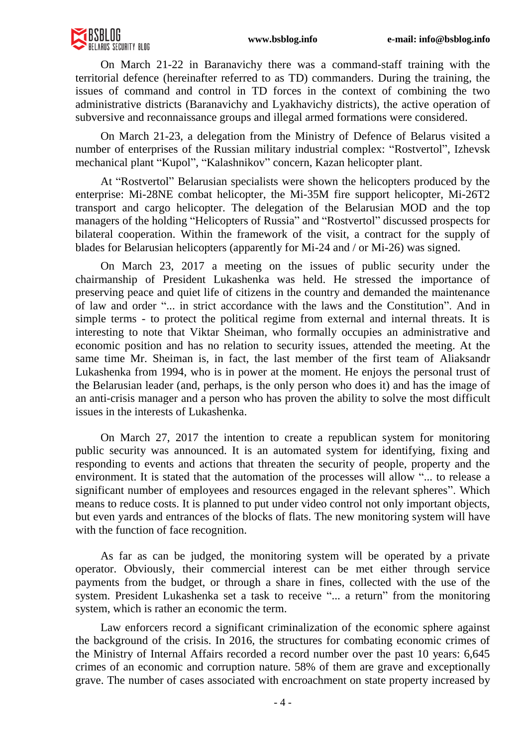On March 21-22 in Baranavichy there was a command-staff training with the territorial defence (hereinafter referred to as TD) commanders. During the training, the issues of command and control in TD forces in the context of combining the two administrative districts (Baranavichy and Lyakhavichy districts), the active operation of subversive and reconnaissance groups and illegal armed formations were considered.

On March 21-23, a delegation from the Ministry of Defence of Belarus visited a number of enterprises of the Russian military industrial complex: "Rostvertol", Izhevsk mechanical plant "Kupol", "Kalashnikov" concern, Kazan helicopter plant.

At "Rostvertol" Belarusian specialists were shown the helicopters produced by the enterprise: Mi-28NE combat helicopter, the Mi-35M fire support helicopter, Mi-26T2 transport and cargo helicopter. The delegation of the Belarusian MOD and the top managers of the holding "Helicopters of Russia" and "Rostvertol" discussed prospects for bilateral cooperation. Within the framework of the visit, a contract for the supply of blades for Belarusian helicopters (apparently for Mi-24 and / or Mi-26) was signed.

On March 23, 2017 a meeting on the issues of public security under the chairmanship of President Lukashenka was held. He stressed the importance of preserving peace and quiet life of citizens in the country and demanded the maintenance of law and order "... in strict accordance with the laws and the Constitution". And in simple terms - to protect the political regime from external and internal threats. It is interesting to note that Viktar Sheiman, who formally occupies an administrative and economic position and has no relation to security issues, attended the meeting. At the same time Mr. Sheiman is, in fact, the last member of the first team of Aliaksandr Lukashenka from 1994, who is in power at the moment. He enjoys the personal trust of the Belarusian leader (and, perhaps, is the only person who does it) and has the image of an anti-crisis manager and a person who has proven the ability to solve the most difficult issues in the interests of Lukashenka.

On March 27, 2017 the intention to create a republican system for monitoring public security was announced. It is an automated system for identifying, fixing and responding to events and actions that threaten the security of people, property and the environment. It is stated that the automation of the processes will allow "... to release a significant number of employees and resources engaged in the relevant spheres". Which means to reduce costs. It is planned to put under video control not only important objects, but even yards and entrances of the blocks of flats. The new monitoring system will have with the function of face recognition.

As far as can be judged, the monitoring system will be operated by a private operator. Obviously, their commercial interest can be met either through service payments from the budget, or through a share in fines, collected with the use of the system. President Lukashenka set a task to receive "... a return" from the monitoring system, which is rather an economic the term.

Law enforcers record a significant criminalization of the economic sphere against the background of the crisis. In 2016, the structures for combating economic crimes of the Ministry of Internal Affairs recorded a record number over the past 10 years: 6,645 crimes of an economic and corruption nature. 58% of them are grave and exceptionally grave. The number of cases associated with encroachment on state property increased by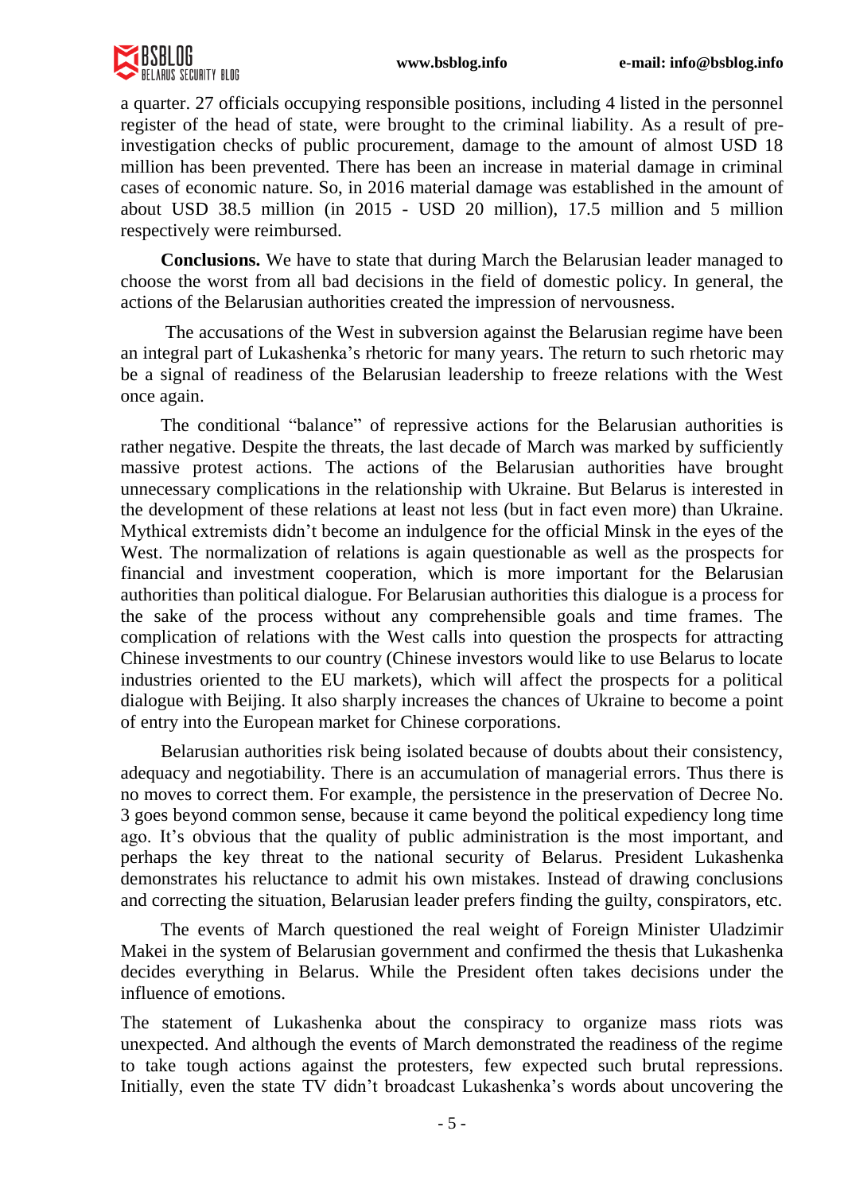a quarter. 27 officials occupying responsible positions, including 4 listed in the personnel register of the head of state, were brought to the criminal liability. As a result of pre-investigation checks of public procurement, damage to the amount of almost USD 18 million has been prevented. There has been an increase in material damage in criminal cases of economic nature. So, in 2016 material damage was established in the amount of about USD 38.5 million (in 2015 - USD 20 million), 17.5 million and 5 million respectively were reimbursed.

**Conclusions.** We have to state that during March the Belarusian leader managed to choose the worst from all bad decisions in the field of domestic policy. In general, the actions of the Belarusian authorities created the impression of nervousness.

The accusations of the West in subversion against the Belarusian regime have been an integral part of Lukashenka's rhetoric for many years. The return to such rhetoric may be a signal of readiness of the Belarusian leadership to freeze relations with the West once again.

The conditional "balance" of repressive actions for the Belarusian authorities is rather negative. Despite the threats, the last decade of March was marked by sufficiently massive protest actions. The actions of the Belarusian authorities have brought unnecessary complications in the relationship with Ukraine. But Belarus is interested in the development of these relations at least not less (but in fact even more) than Ukraine. Mythical extremists didn't become an indulgence for the official Minsk in the eyes of the West. The normalization of relations is again questionable as well as the prospects for financial and investment cooperation, which is more important for the Belarusian authorities than political dialogue. For Belarusian authorities this dialogue is a process for the sake of the process without any comprehensible goals and time frames. The complication of relations with the West calls into question the prospects for attracting Chinese investments to our country (Chinese investors would like to use Belarus to locate industries oriented to the EU markets), which will affect the prospects for a political dialogue with Beijing. It also sharply increases the chances of Ukraine to become a point of entry into the European market for Chinese corporations.

Belarusian authorities risk being isolated because of doubts about their consistency, adequacy and negotiability. There is an accumulation of managerial errors. Thus there is no moves to correct them. For example, the persistence in the preservation of Decree No. 3 goes beyond common sense, because it came beyond the political expediency long time ago. It's obvious that the quality of public administration is the most important, and perhaps the key threat to the national security of Belarus. President Lukashenka demonstrates his reluctance to admit his own mistakes. Instead of drawing conclusions and correcting the situation, Belarusian leader prefers finding the guilty, conspirators, etc.

The events of March questioned the real weight of Foreign Minister Uladzimir Makei in the system of Belarusian government and confirmed the thesis that Lukashenka decides everything in Belarus. While the President often takes decisions under the influence of emotions.

The statement of Lukashenka about the conspiracy to organize mass riots was unexpected. And although the events of March demonstrated the readiness of the regime to take tough actions against the protesters, few expected such brutal repressions. Initially, even the state TV didn't broadcast Lukashenka's words about uncovering the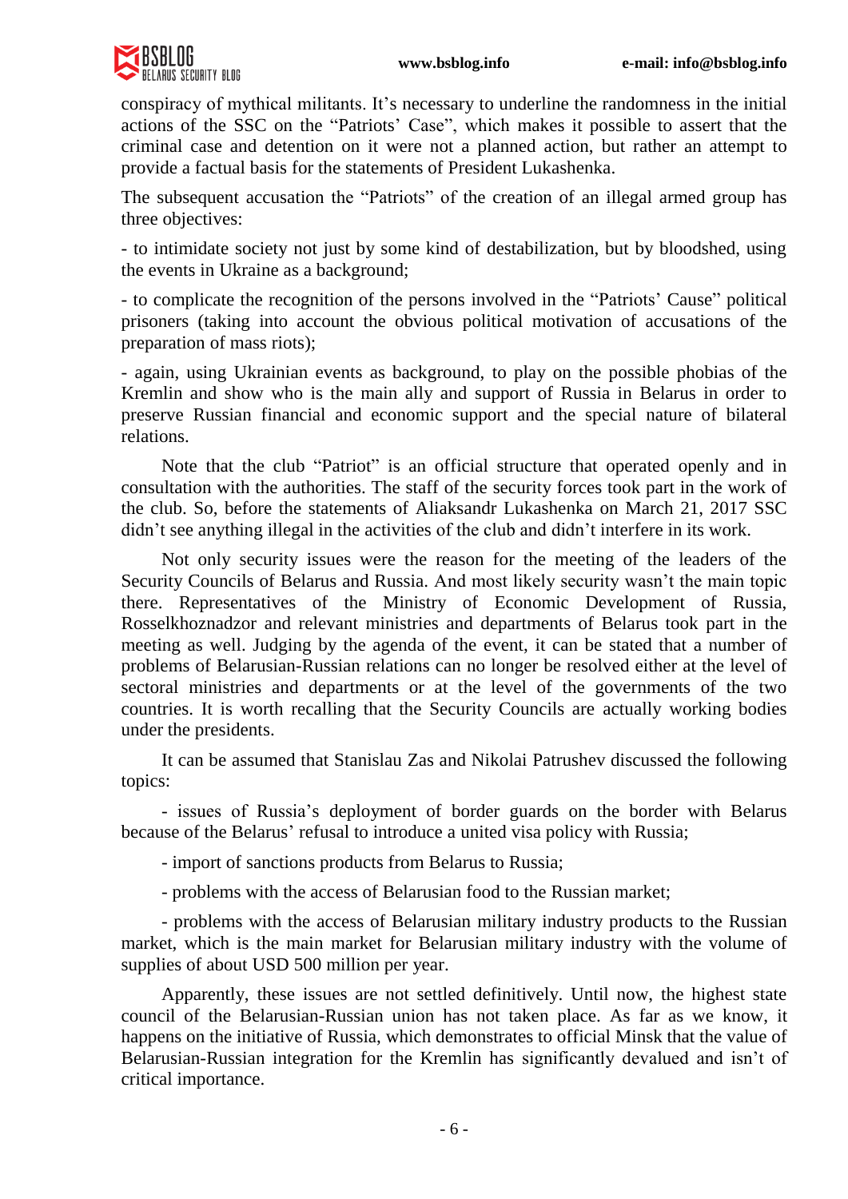conspiracy of mythical militants. It's necessary to underline the randomness in the initial actions of the SSC on the "Patriots' Case", which makes it possible to assert that the criminal case and detention on it were not a planned action, but rather an attempt to provide a factual basis for the statements of President Lukashenka.

The subsequent accusation the "Patriots" of the creation of an illegal armed group has three objectives:

- to intimidate society not just by some kind of destabilization, but by bloodshed, using the events in Ukraine as a background;

- to complicate the recognition of the persons involved in the "Patriots' Cause" political prisoners (taking into account the obvious political motivation of accusations of the preparation of mass riots);

- again, using Ukrainian events as background, to play on the possible phobias of the Kremlin and show who is the main ally and support of Russia in Belarus in order to preserve Russian financial and economic support and the special nature of bilateral relations.

Note that the club "Patriot" is an official structure that operated openly and in consultation with the authorities. The staff of the security forces took part in the work of the club. So, before the statements of Aliaksandr Lukashenka on March 21, 2017 SSC didn't see anything illegal in the activities of the club and didn't interfere in its work.

Not only security issues were the reason for the meeting of the leaders of the Security Councils of Belarus and Russia. And most likely security wasn't the main topic there. Representatives of the Ministry of Economic Development of Russia, Rosselkhoznadzor and relevant ministries and departments of Belarus took part in the meeting as well. Judging by the agenda of the event, it can be stated that a number of problems of Belarusian-Russian relations can no longer be resolved either at the level of sectoral ministries and departments or at the level of the governments of the two countries. It is worth recalling that the Security Councils are actually working bodies under the presidents.

It can be assumed that Stanislau Zas and Nikolai Patrushev discussed the following topics:

- issues of Russia's deployment of border guards on the border with Belarus because of the Belarus' refusal to introduce a united visa policy with Russia;

- import of sanctions products from Belarus to Russia;

- problems with the access of Belarusian food to the Russian market;

- problems with the access of Belarusian military industry products to the Russian market, which is the main market for Belarusian military industry with the volume of supplies of about USD 500 million per year.

Apparently, these issues are not settled definitively. Until now, the highest state council of the Belarusian-Russian union has not taken place. As far as we know, it happens on the initiative of Russia, which demonstrates to official Minsk that the value of Belarusian-Russian integration for the Kremlin has significantly devalued and isn't of critical importance.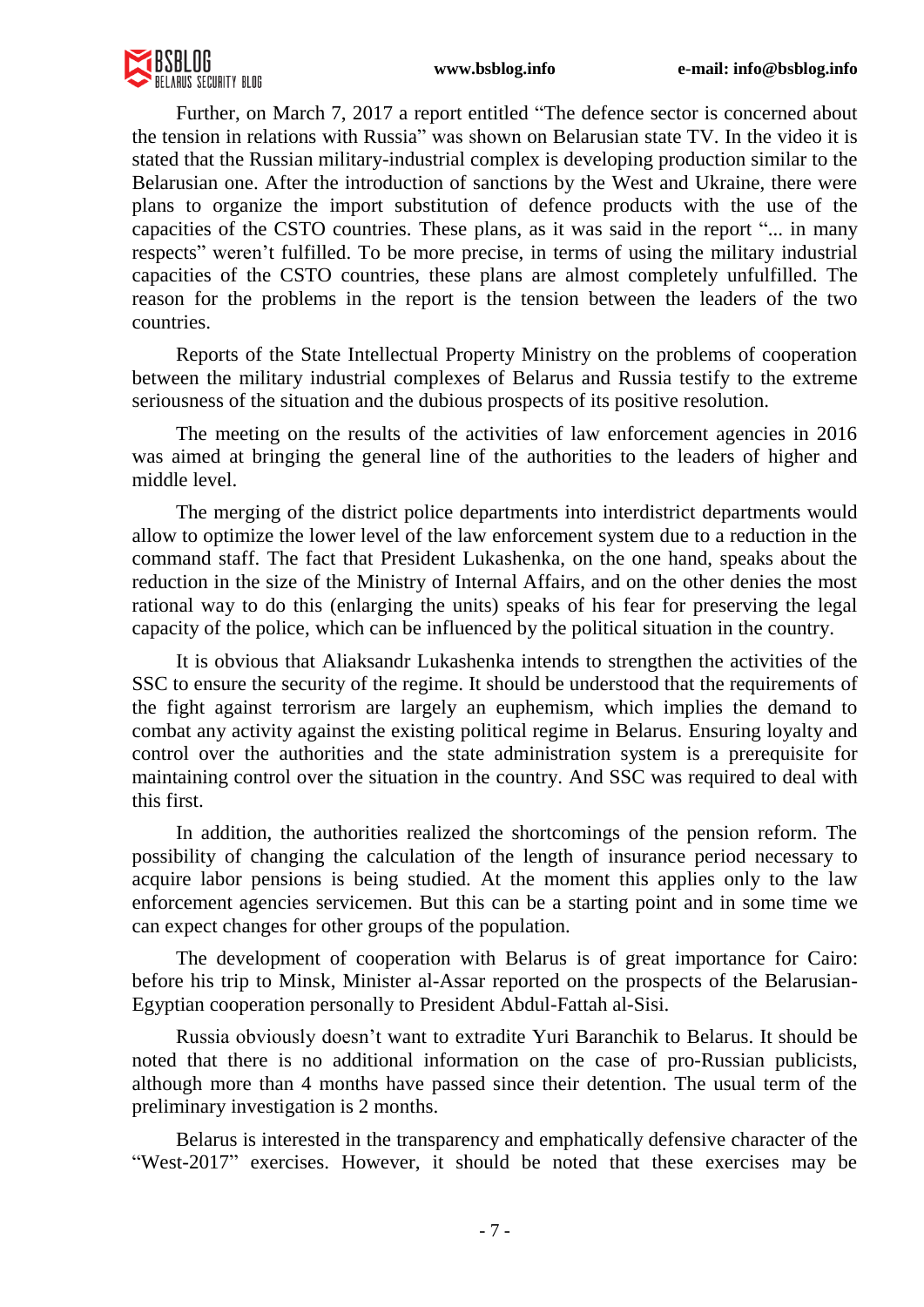Further, on March 7, 2017 a report entitled "The defence sector is concerned about the tension in relations with Russia" was shown on Belarusian state TV. In the video it is stated that the Russian military-industrial complex is developing production similar to the Belarusian one. After the introduction of sanctions by the West and Ukraine, there were plans to organize the import substitution of defence products with the use of the capacities of the CSTO countries. These plans, as it was said in the report "... in many respects" weren't fulfilled. To be more precise, in terms of using the military industrial capacities of the CSTO countries, these plans are almost completely unfulfilled. The reason for the problems in the report is the tension between the leaders of the two countries.

Reports of the State Intellectual Property Ministry on the problems of cooperation between the military industrial complexes of Belarus and Russia testify to the extreme seriousness of the situation and the dubious prospects of its positive resolution.

The meeting on the results of the activities of law enforcement agencies in 2016 was aimed at bringing the general line of the authorities to the leaders of higher and middle level.

The merging of the district police departments into interdistrict departments would allow to optimize the lower level of the law enforcement system due to a reduction in the command staff. The fact that President Lukashenka, on the one hand, speaks about the reduction in the size of the Ministry of Internal Affairs, and on the other denies the most rational way to do this (enlarging the units) speaks of his fear for preserving the legal capacity of the police, which can be influenced by the political situation in the country.

It is obvious that Aliaksandr Lukashenka intends to strengthen the activities of the SSC to ensure the security of the regime. It should be understood that the requirements of the fight against terrorism are largely an euphemism, which implies the demand to combat any activity against the existing political regime in Belarus. Ensuring loyalty and control over the authorities and the state administration system is a prerequisite for maintaining control over the situation in the country. And SSC was required to deal with this first.

In addition, the authorities realized the shortcomings of the pension reform. The possibility of changing the calculation of the length of insurance period necessary to acquire labor pensions is being studied. At the moment this applies only to the law enforcement agencies servicemen. But this can be a starting point and in some time we can expect changes for other groups of the population.

The development of cooperation with Belarus is of great importance for Cairo: before his trip to Minsk, Minister al-Assar reported on the prospects of the Belarusian-Egyptian cooperation personally to President Abdul-Fattah al-Sisi.

Russia obviously doesn't want to extradite Yuri Baranchik to Belarus. It should be noted that there is no additional information on the case of pro-Russian publicists, although more than 4 months have passed since their detention. The usual term of the preliminary investigation is 2 months.

Belarus is interested in the transparency and emphatically defensive character of the "West-2017" exercises. However, it should be noted that these exercises may be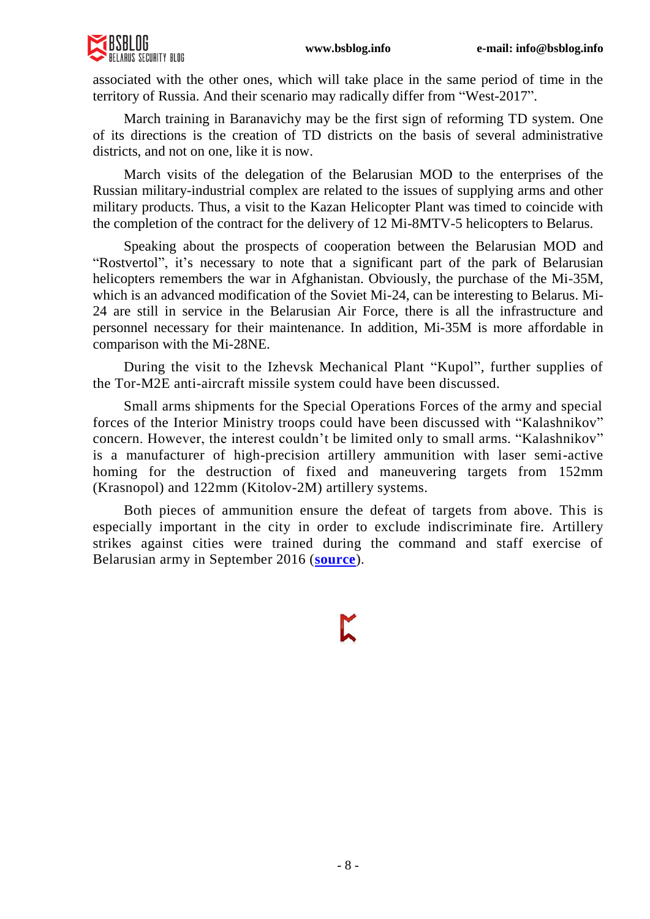associated with the other ones, which will take place in the same period of time in the territory of Russia. And their scenario may radically differ from “West-2017”.

March training in Baranavichy may be the first sign of reforming TD system. One of its directions is the creation of TD districts on the basis of several administrative districts, and not on one, like it is now.

March visits of the delegation of the Belarusian MOD to the enterprises of the Russian military-industrial complex are related to the issues of supplying arms and other military products. Thus, a visit to the Kazan Helicopter Plant was timed to coincide with the completion of the contract for the delivery of 12 Mi-8MTV-5 helicopters to Belarus.

Speaking about the prospects of cooperation between the Belarusian MOD and “Rostvertol”, it’s necessary to note that a significant part of the park of Belarusian helicopters remembers the war in Afghanistan. Obviously, the purchase of the Mi-35M, which is an advanced modification of the Soviet Mi-24, can be interesting to Belarus. Mi-24 are still in service in the Belarusian Air Force, there is all the infrastructure and personnel necessary for their maintenance. In addition, Mi-35M is more affordable in comparison with the Mi-28NE.

During the visit to the Izhevsk Mechanical Plant “Kupol”, further supplies of the Tor-M2E anti-aircraft missile system could have been discussed.

Small arms shipments for the Special Operations Forces of the army and special forces of the Interior Ministry troops could have been discussed with “Kalashnikov” concern. However, the interest couldn’t be limited only to small arms. “Kalashnikov” is a manufacturer of high-precision artillery ammunition with laser semi-active homing for the destruction of fixed and maneuvering targets from 152mm (Krasnopol) and 122mm (Kitolov-2M) artillery systems.

Both pieces of ammunition ensure the defeat of targets from above. This is especially important in the city in order to exclude indiscriminate fire. Artillery strikes against cities were trained during the command and staff exercise of Belarusian army in September 2016 (**source**).